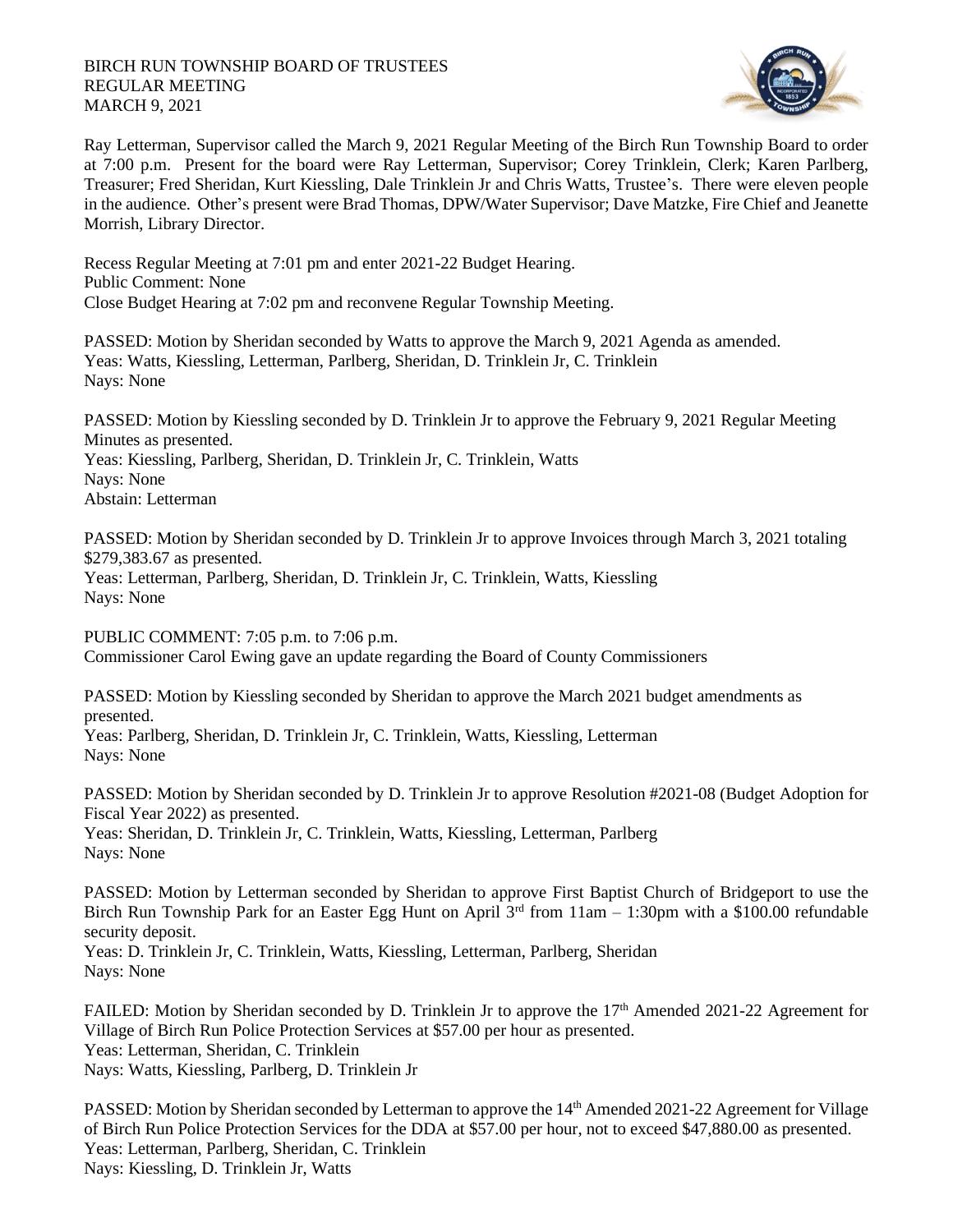BIRCH RUN TOWNSHIP BOARD OF TRUSTEES
REGULAR MEETING
MARCH 9, 2021

Ray Letterman, Supervisor called the March 9, 2021 Regular Meeting of the Birch Run Township Board to order at 7:00 p.m. Present for the board were Ray Letterman, Supervisor; Corey Trinklein, Clerk; Karen Parlberg, Treasurer; Fred Sheridan, Kurt Kiessling, Dale Trinklein Jr and Chris Watts, Trustee's. There were eleven people in the audience. Other's present were Brad Thomas, DPW/Water Supervisor; Dave Matzke, Fire Chief and Jeanette Morrish, Library Director.

Recess Regular Meeting at 7:01 pm and enter 2021-22 Budget Hearing.
Public Comment: None
Close Budget Hearing at 7:02 pm and reconvene Regular Township Meeting.

PASSED: Motion by Sheridan seconded by Watts to approve the March 9, 2021 Agenda as amended.
Yeas: Watts, Kiessling, Letterman, Parlberg, Sheridan, D. Trinklein Jr, C. Trinklein
Nays: None

PASSED: Motion by Kiessling seconded by D. Trinklein Jr to approve the February 9, 2021 Regular Meeting Minutes as presented.
Yeas: Kiessling, Parlberg, Sheridan, D. Trinklein Jr, C. Trinklein, Watts
Nays: None
Abstain: Letterman

PASSED: Motion by Sheridan seconded by D. Trinklein Jr to approve Invoices through March 3, 2021 totaling $279,383.67 as presented.
Yeas: Letterman, Parlberg, Sheridan, D. Trinklein Jr, C. Trinklein, Watts, Kiessling
Nays: None

PUBLIC COMMENT: 7:05 p.m. to 7:06 p.m.
Commissioner Carol Ewing gave an update regarding the Board of County Commissioners

PASSED: Motion by Kiessling seconded by Sheridan to approve the March 2021 budget amendments as presented.
Yeas: Parlberg, Sheridan, D. Trinklein Jr, C. Trinklein, Watts, Kiessling, Letterman
Nays: None

PASSED: Motion by Sheridan seconded by D. Trinklein Jr to approve Resolution #2021-08 (Budget Adoption for Fiscal Year 2022) as presented.
Yeas: Sheridan, D. Trinklein Jr, C. Trinklein, Watts, Kiessling, Letterman, Parlberg
Nays: None

PASSED: Motion by Letterman seconded by Sheridan to approve First Baptist Church of Bridgeport to use the Birch Run Township Park for an Easter Egg Hunt on April 3rd from 11am – 1:30pm with a $100.00 refundable security deposit.
Yeas: D. Trinklein Jr, C. Trinklein, Watts, Kiessling, Letterman, Parlberg, Sheridan
Nays: None

FAILED: Motion by Sheridan seconded by D. Trinklein Jr to approve the 17th Amended 2021-22 Agreement for Village of Birch Run Police Protection Services at $57.00 per hour as presented.
Yeas: Letterman, Sheridan, C. Trinklein
Nays: Watts, Kiessling, Parlberg, D. Trinklein Jr

PASSED: Motion by Sheridan seconded by Letterman to approve the 14th Amended 2021-22 Agreement for Village of Birch Run Police Protection Services for the DDA at $57.00 per hour, not to exceed $47,880.00 as presented.
Yeas: Letterman, Parlberg, Sheridan, C. Trinklein
Nays: Kiessling, D. Trinklein Jr, Watts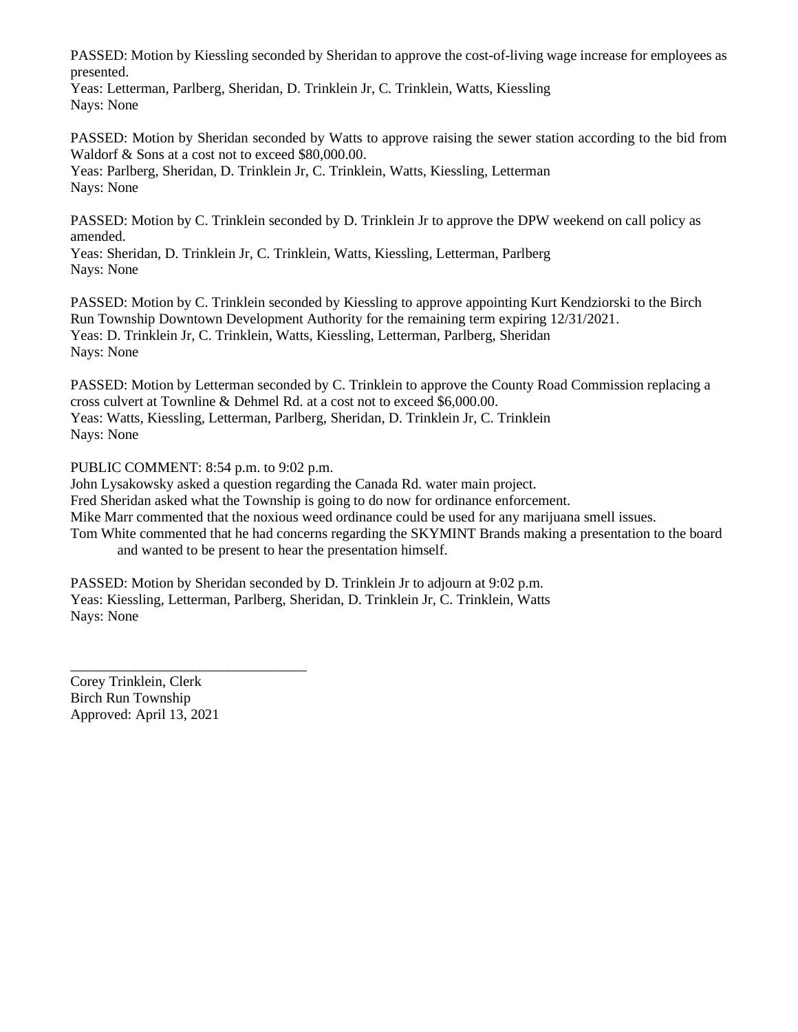PASSED: Motion by Kiessling seconded by Sheridan to approve the cost-of-living wage increase for employees as presented.
Yeas: Letterman, Parlberg, Sheridan, D. Trinklein Jr, C. Trinklein, Watts, Kiessling
Nays: None

PASSED: Motion by Sheridan seconded by Watts to approve raising the sewer station according to the bid from Waldorf & Sons at a cost not to exceed $80,000.00.
Yeas: Parlberg, Sheridan, D. Trinklein Jr, C. Trinklein, Watts, Kiessling, Letterman
Nays: None

PASSED: Motion by C. Trinklein seconded by D. Trinklein Jr to approve the DPW weekend on call policy as amended.
Yeas: Sheridan, D. Trinklein Jr, C. Trinklein, Watts, Kiessling, Letterman, Parlberg
Nays: None

PASSED: Motion by C. Trinklein seconded by Kiessling to approve appointing Kurt Kendziorski to the Birch Run Township Downtown Development Authority for the remaining term expiring 12/31/2021.
Yeas: D. Trinklein Jr, C. Trinklein, Watts, Kiessling, Letterman, Parlberg, Sheridan
Nays: None

PASSED: Motion by Letterman seconded by C. Trinklein to approve the County Road Commission replacing a cross culvert at Townline & Dehmel Rd. at a cost not to exceed $6,000.00.
Yeas: Watts, Kiessling, Letterman, Parlberg, Sheridan, D. Trinklein Jr, C. Trinklein
Nays: None

PUBLIC COMMENT: 8:54 p.m. to 9:02 p.m.
John Lysakowsky asked a question regarding the Canada Rd. water main project.
Fred Sheridan asked what the Township is going to do now for ordinance enforcement.
Mike Marr commented that the noxious weed ordinance could be used for any marijuana smell issues.
Tom White commented that he had concerns regarding the SKYMINT Brands making a presentation to the board and wanted to be present to hear the presentation himself.

PASSED: Motion by Sheridan seconded by D. Trinklein Jr to adjourn at 9:02 p.m.
Yeas: Kiessling, Letterman, Parlberg, Sheridan, D. Trinklein Jr, C. Trinklein, Watts
Nays: None

_________________________________
Corey Trinklein, Clerk
Birch Run Township
Approved: April 13, 2021